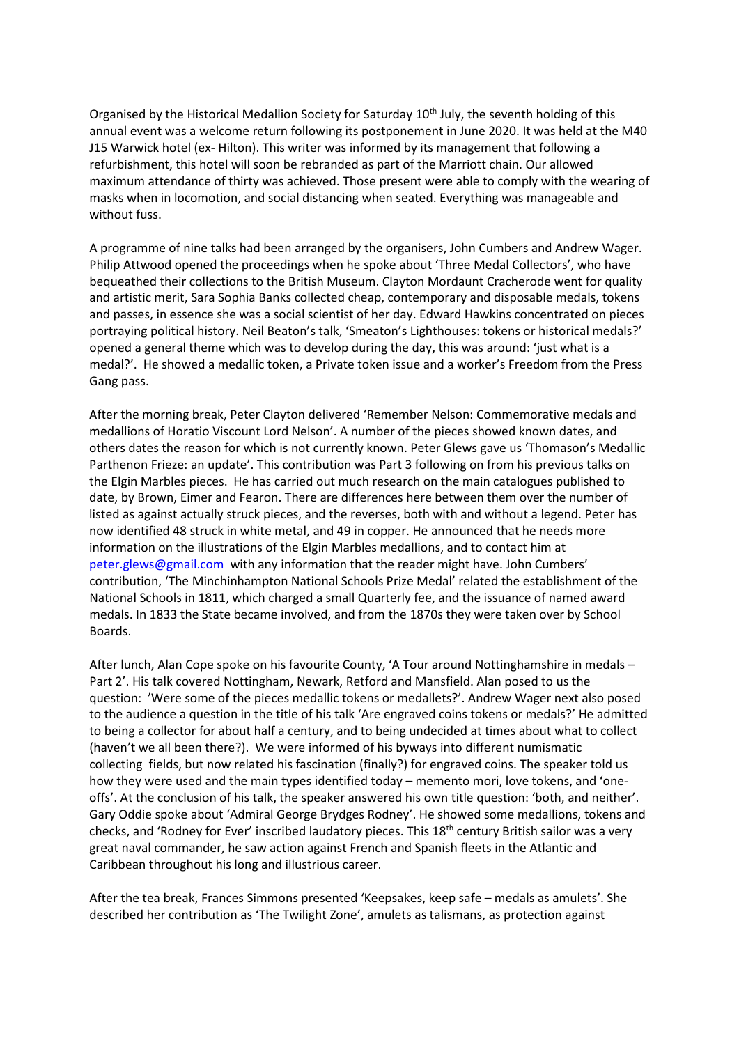Organised by the Historical Medallion Society for Saturday 10th July, the seventh holding of this annual event was a welcome return following its postponement in June 2020. It was held at the M40 J15 Warwick hotel (ex- Hilton). This writer was informed by its management that following a refurbishment, this hotel will soon be rebranded as part of the Marriott chain. Our allowed maximum attendance of thirty was achieved. Those present were able to comply with the wearing of masks when in locomotion, and social distancing when seated. Everything was manageable and without fuss.

A programme of nine talks had been arranged by the organisers, John Cumbers and Andrew Wager. Philip Attwood opened the proceedings when he spoke about 'Three Medal Collectors', who have bequeathed their collections to the British Museum. Clayton Mordaunt Cracherode went for quality and artistic merit, Sara Sophia Banks collected cheap, contemporary and disposable medals, tokens and passes, in essence she was a social scientist of her day. Edward Hawkins concentrated on pieces portraying political history. Neil Beaton's talk, 'Smeaton's Lighthouses: tokens or historical medals?' opened a general theme which was to develop during the day, this was around: 'just what is a medal?'. He showed a medallic token, a Private token issue and a worker's Freedom from the Press Gang pass.

After the morning break, Peter Clayton delivered 'Remember Nelson: Commemorative medals and medallions of Horatio Viscount Lord Nelson'. A number of the pieces showed known dates, and others dates the reason for which is not currently known. Peter Glews gave us 'Thomason's Medallic Parthenon Frieze: an update'. This contribution was Part 3 following on from his previous talks on the Elgin Marbles pieces. He has carried out much research on the main catalogues published to date, by Brown, Eimer and Fearon. There are differences here between them over the number of listed as against actually struck pieces, and the reverses, both with and without a legend. Peter has now identified 48 struck in white metal, and 49 in copper. He announced that he needs more information on the illustrations of the Elgin Marbles medallions, and to contact him at peter.glews@gmail.com with any information that the reader might have. John Cumbers' contribution, 'The Minchinhampton National Schools Prize Medal' related the establishment of the National Schools in 1811, which charged a small Quarterly fee, and the issuance of named award medals. In 1833 the State became involved, and from the 1870s they were taken over by School Boards.

After lunch, Alan Cope spoke on his favourite County, 'A Tour around Nottinghamshire in medals – Part 2'. His talk covered Nottingham, Newark, Retford and Mansfield. Alan posed to us the question: 'Were some of the pieces medallic tokens or medallets?'. Andrew Wager next also posed to the audience a question in the title of his talk 'Are engraved coins tokens or medals?' He admitted to being a collector for about half a century, and to being undecided at times about what to collect (haven't we all been there?). We were informed of his byways into different numismatic collecting fields, but now related his fascination (finally?) for engraved coins. The speaker told us how they were used and the main types identified today – memento mori, love tokens, and 'one-offs'. At the conclusion of his talk, the speaker answered his own title question: 'both, and neither'. Gary Oddie spoke about 'Admiral George Brydges Rodney'. He showed some medallions, tokens and checks, and 'Rodney for Ever' inscribed laudatory pieces. This 18th century British sailor was a very great naval commander, he saw action against French and Spanish fleets in the Atlantic and Caribbean throughout his long and illustrious career.

After the tea break, Frances Simmons presented 'Keepsakes, keep safe – medals as amulets'. She described her contribution as 'The Twilight Zone', amulets as talismans, as protection against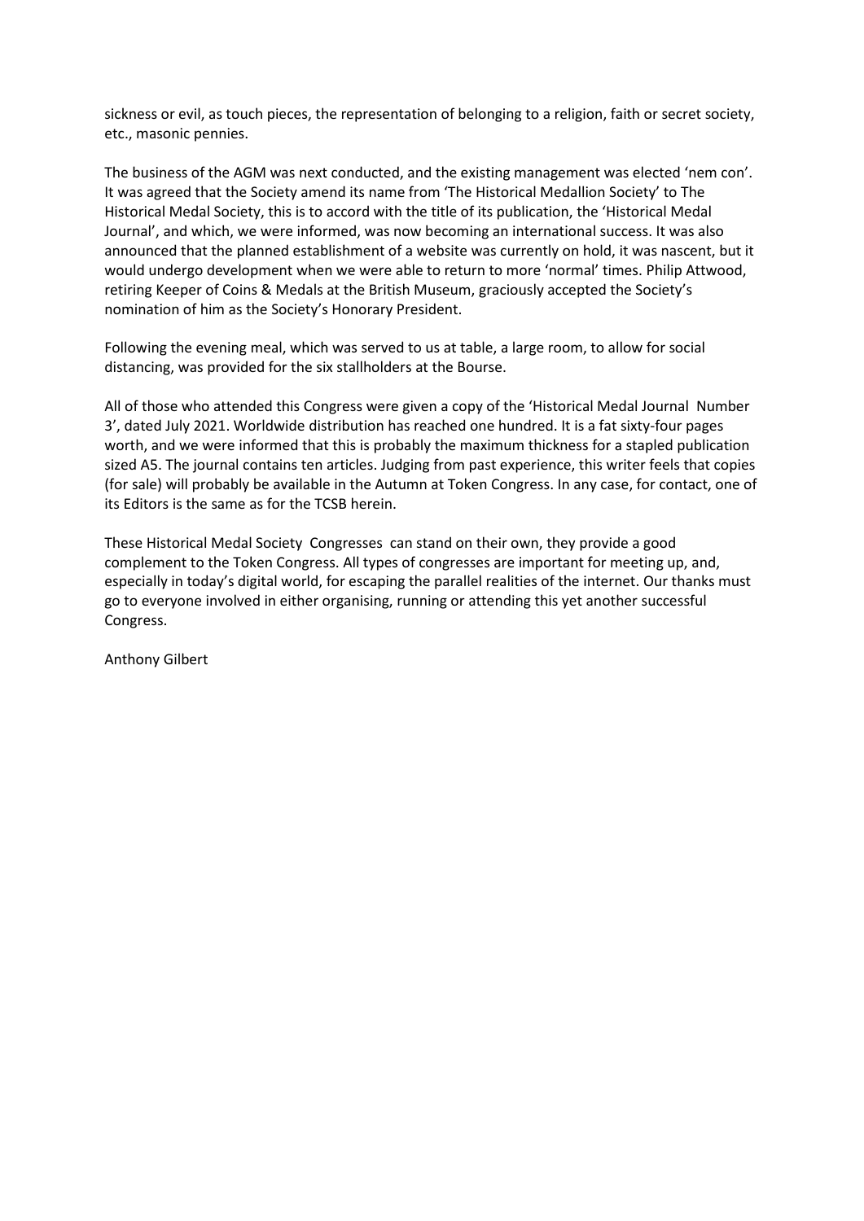sickness or evil, as touch pieces, the representation of belonging to a religion, faith or secret society, etc., masonic pennies.

The business of the AGM was next conducted, and the existing management was elected 'nem con'. It was agreed that the Society amend its name from 'The Historical Medallion Society' to The Historical Medal Society, this is to accord with the title of its publication, the 'Historical Medal Journal', and which, we were informed, was now becoming an international success. It was also announced that the planned establishment of a website was currently on hold, it was nascent, but it would undergo development when we were able to return to more 'normal' times. Philip Attwood, retiring Keeper of Coins & Medals at the British Museum, graciously accepted the Society's nomination of him as the Society's Honorary President.

Following the evening meal, which was served to us at table, a large room, to allow for social distancing, was provided for the six stallholders at the Bourse.

All of those who attended this Congress were given a copy of the 'Historical Medal Journal Number 3', dated July 2021. Worldwide distribution has reached one hundred. It is a fat sixty-four pages worth, and we were informed that this is probably the maximum thickness for a stapled publication sized A5. The journal contains ten articles. Judging from past experience, this writer feels that copies (for sale) will probably be available in the Autumn at Token Congress. In any case, for contact, one of its Editors is the same as for the TCSB herein.

These Historical Medal Society Congresses can stand on their own, they provide a good complement to the Token Congress. All types of congresses are important for meeting up, and, especially in today's digital world, for escaping the parallel realities of the internet. Our thanks must go to everyone involved in either organising, running or attending this yet another successful Congress.

Anthony Gilbert